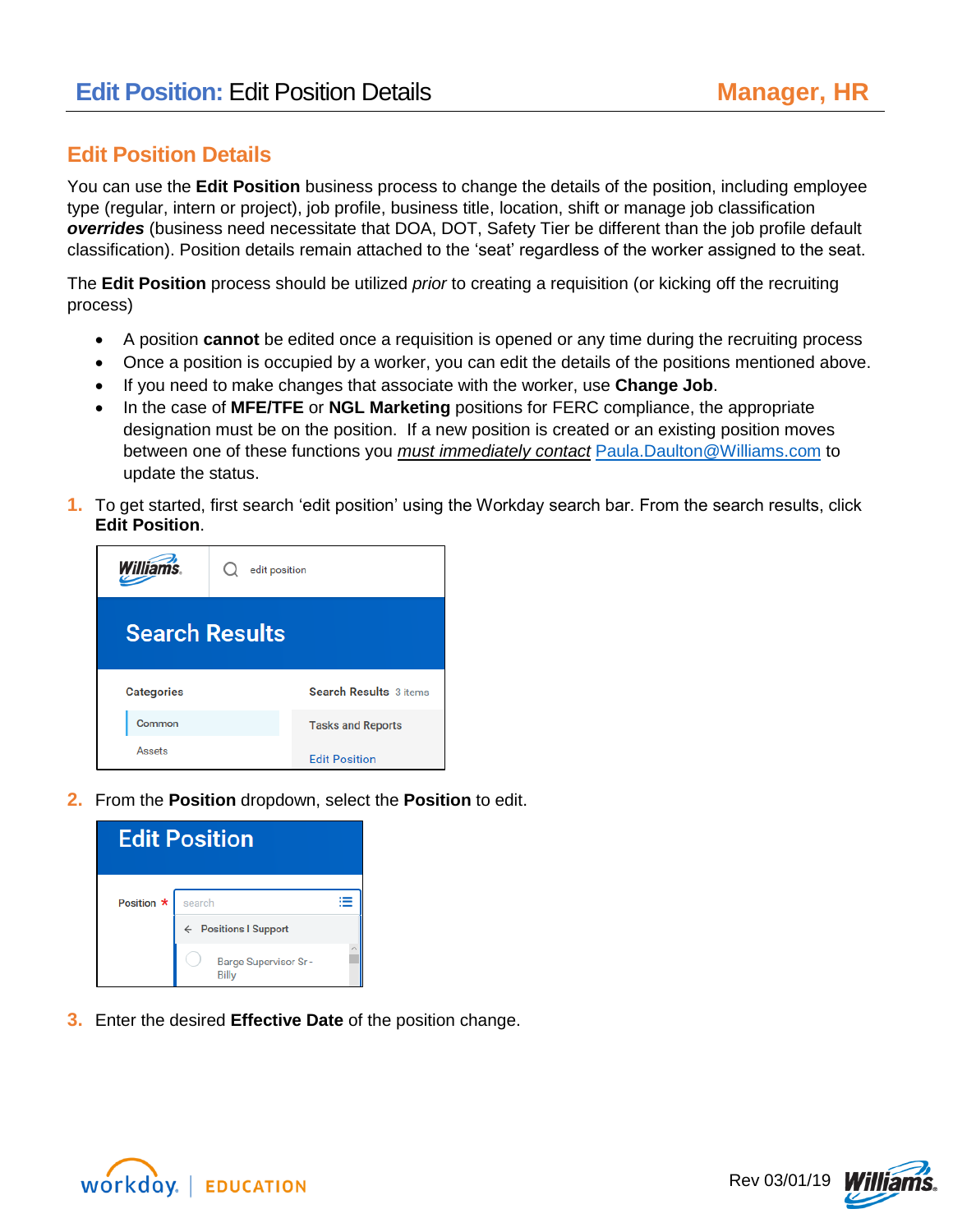# Edit Position: Edit Position Details

**Manager, HR**

## Edit Position Details

You can use the **Edit Position** business process to change the details of the position, including employee type (regular, intern or project), job profile, business title, location, shift or manage job classification ***overrides*** (business need necessitate that DOA, DOT, Safety Tier be different than the job profile default classification). Position details remain attached to the 'seat' regardless of the worker assigned to the seat.

The **Edit Position** process should be utilized *prior* to creating a requisition (or kicking off the recruiting process)

- A position **cannot** be edited once a requisition is opened or any time during the recruiting process
- Once a position is occupied by a worker, you can edit the details of the positions mentioned above.
- If you need to make changes that associate with the worker, use **Change Job**.
- In the case of **MFE/TFE** or **NGL Marketing** positions for FERC compliance, the appropriate designation must be on the position. If a new position is created or an existing position moves between one of these functions you *must immediately contact* Paula.Daulton@Williams.com to update the status.

1. To get started, first search 'edit position' using the Workday search bar. From the search results, click **Edit Position**.

2. From the **Position** dropdown, select the **Position** to edit.

3. Enter the desired **Effective Date** of the position change.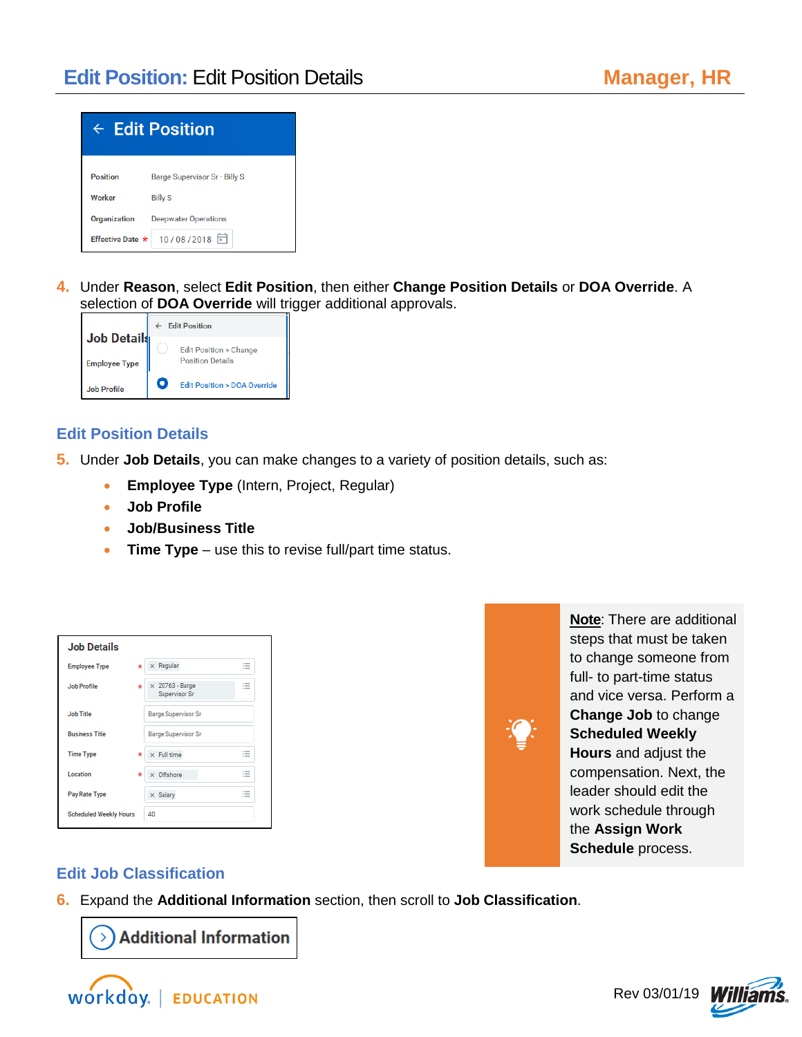## **Edit Position:** Edit Position Details

Edit Position

| | |
|---|---|
| Position | Barge Supervisor Sr - Billy S |
| Worker | Billy S |
| Organization | Deepwater Operations |
| Effective Date * | 10 / 08 / 2018 |

4. Under **Reason**, select **Edit Position**, then either **Change Position Details** or **DOA Override**. A selection of **DOA Override** will trigger additional approvals.

Job Details
Employee Type
Job Profile

← Edit Position
- Edit Position > Change Position Details
- Edit Position > DOA Override

### Edit Position Details

5. Under **Job Details**, you can make changes to a variety of position details, such as:
   - **Employee Type** (Intern, Project, Regular)
   - **Job Profile**
   - **Job/Business Title**
   - **Time Type** – use this to revise full/part time status.

Job Details

| | |
|---|---|
| Employee Type * | Regular |
| Job Profile * | 20763 - Barge Supervisor Sr |
| Job Title | Barge Supervisor Sr |
| Business Title | Barge Supervisor Sr |
| Time Type * | Full time |
| Location * | Offshore |
| Pay Rate Type | Salary |
| Scheduled Weekly Hours | 40 |

**Note**: There are additional steps that must be taken to change someone from full- to part-time status and vice versa. Perform a **Change Job** to change **Scheduled Weekly Hours** and adjust the compensation. Next, the leader should edit the work schedule through the **Assign Work Schedule** process.

### Edit Job Classification

6. Expand the **Additional Information** section, then scroll to **Job Classification**.

Additional Information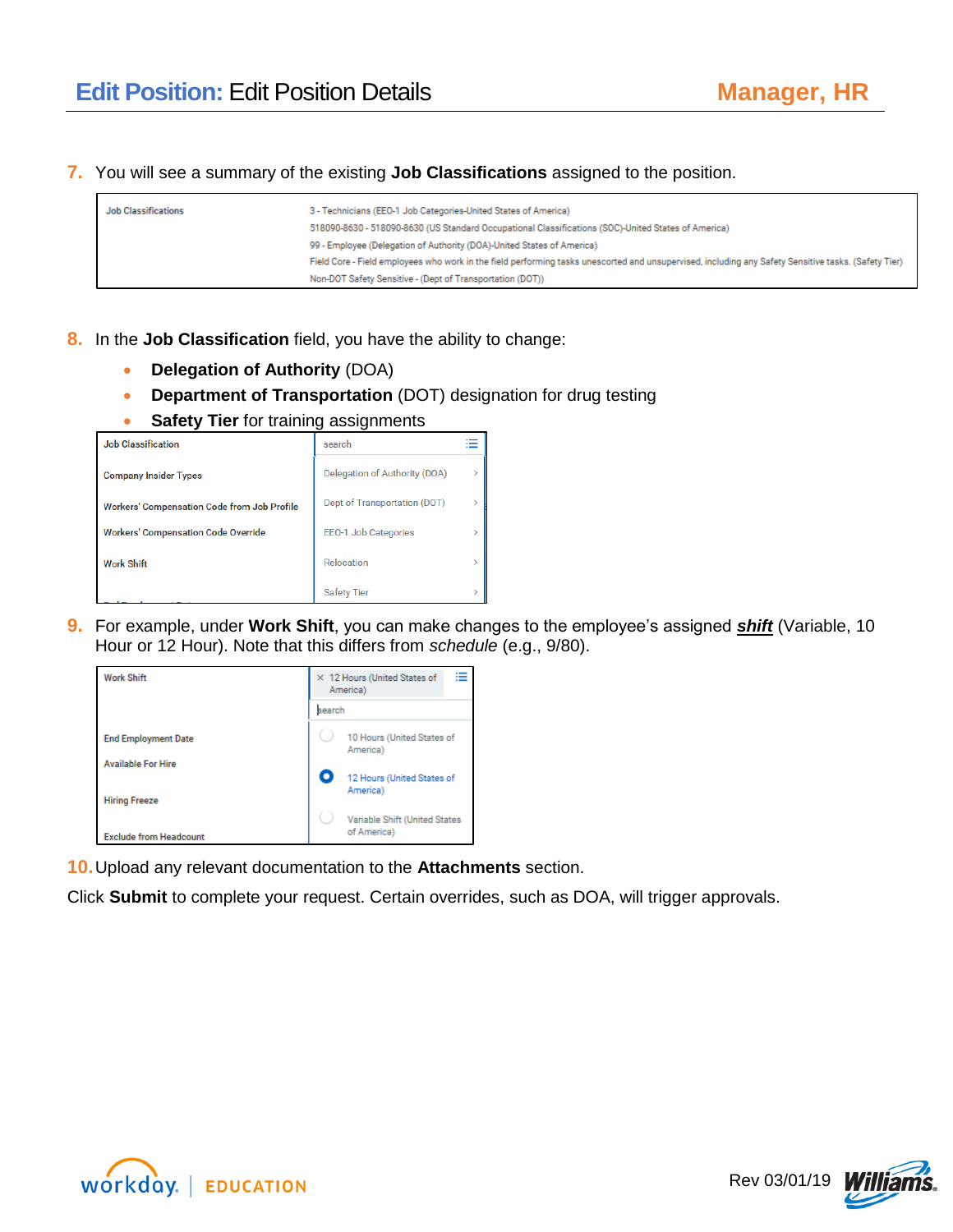7. You will see a summary of the existing **Job Classifications** assigned to the position.

| | |
|---|---|
| Job Classifications | 3 - Technicians (EEO-1 Job Categories-United States of America)<br>518090-8630 - 518090-8630 (US Standard Occupational Classifications (SOC)-United States of America)<br>99 - Employee (Delegation of Authority (DOA)-United States of America)<br>Field Core - Field employees who work in the field performing tasks unescorted and unsupervised, including any Safety Sensitive tasks. (Safety Tier)<br>Non-DOT Safety Sensitive - (Dept of Transportation (DOT)) |

8. In the **Job Classification** field, you have the ability to change:
   - **Delegation of Authority** (DOA)
   - **Department of Transportation** (DOT) designation for drug testing
   - **Safety Tier** for training assignments

| | |
|---|---|
| Job Classification | search |
| Company Insider Types | Delegation of Authority (DOA) |
| Workers' Compensation Code from Job Profile | Dept of Transportation (DOT) |
| Workers' Compensation Code Override | EEO-1 Job Categories |
| Work Shift | Relocation |
| | Safety Tier |

9. For example, under **Work Shift**, you can make changes to the employee's assigned ***shift*** (Variable, 10 Hour or 12 Hour). Note that this differs from *schedule* (e.g., 9/80).

| | |
|---|---|
| Work Shift | × 12 Hours (United States of America)<br>search |
| End Employment Date | 10 Hours (United States of America) |
| Available For Hire | 12 Hours (United States of America) |
| Hiring Freeze | |
| Exclude from Headcount | Variable Shift (United States of America) |

10. Upload any relevant documentation to the **Attachments** section.

Click **Submit** to complete your request. Certain overrides, such as DOA, will trigger approvals.